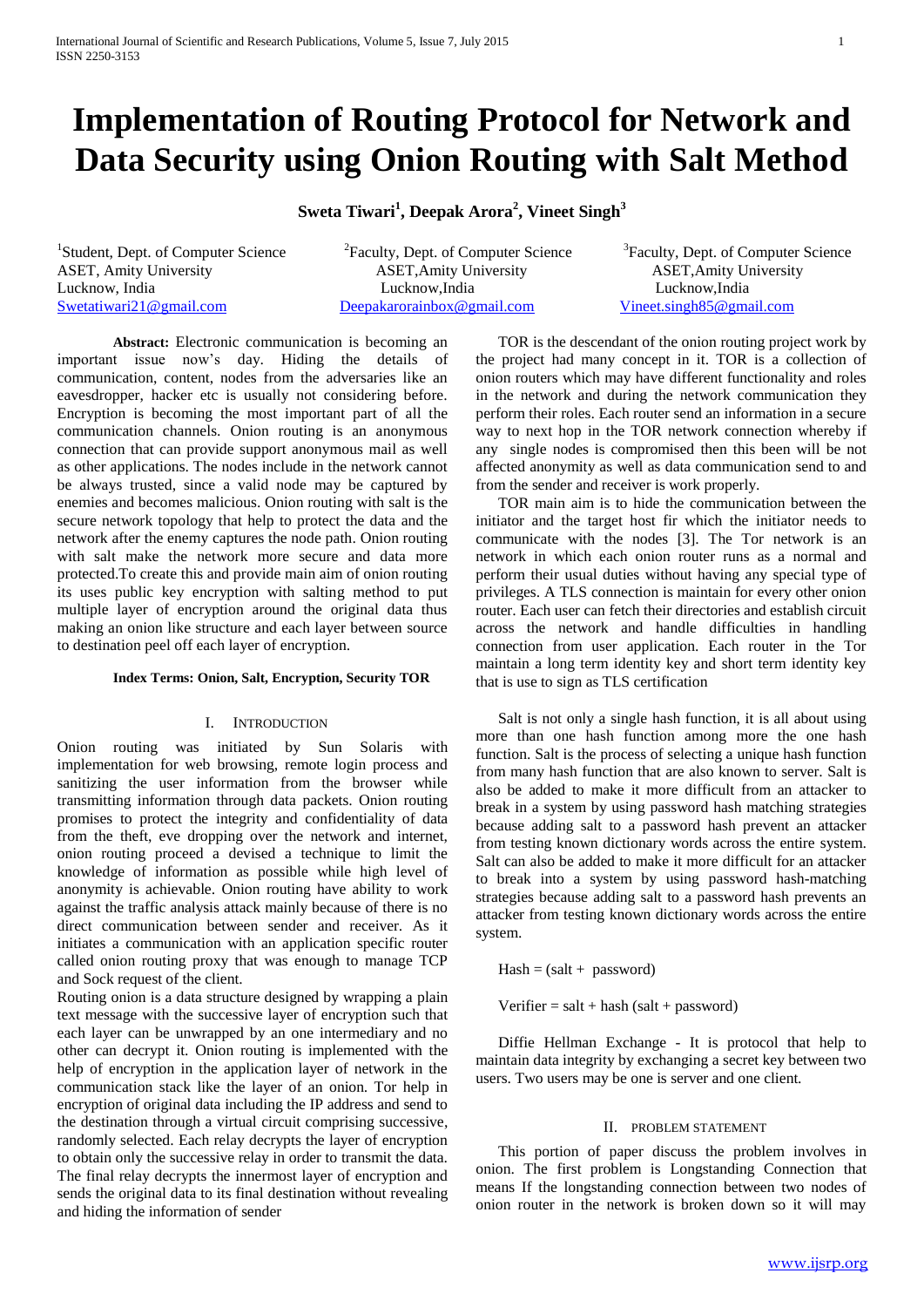# Implementation of Routing Protocol for Network and Data Security using Onion Routing with Salt Method

**Sweta Tiwari[1], Deepak Arora[2], Vineet Singh[3]**

[1]Student, Dept. of Computer Science
ASET, Amity University
Lucknow, India
Swetatiwari21@gmail.com

[2]Faculty, Dept. of Computer Science
ASET,Amity University
Lucknow,India
Deepakarorainbox@gmail.com

[3]Faculty, Dept. of Computer Science
ASET,Amity University
Lucknow,India
Vineet.singh85@gmail.com

**Abstract:** Electronic communication is becoming an important issue now's day. Hiding the details of communication, content, nodes from the adversaries like an eavesdropper, hacker etc is usually not considering before. Encryption is becoming the most important part of all the communication channels. Onion routing is an anonymous connection that can provide support anonymous mail as well as other applications. The nodes include in the network cannot be always trusted, since a valid node may be captured by enemies and becomes malicious. Onion routing with salt is the secure network topology that help to protect the data and the network after the enemy captures the node path. Onion routing with salt make the network more secure and data more protected.To create this and provide main aim of onion routing its uses public key encryption with salting method to put multiple layer of encryption around the original data thus making an onion like structure and each layer between source to destination peel off each layer of encryption.

**Index Terms: Onion, Salt, Encryption, Security TOR**

## I. Introduction

Onion routing was initiated by Sun Solaris with implementation for web browsing, remote login process and sanitizing the user information from the browser while transmitting information through data packets. Onion routing promises to protect the integrity and confidentiality of data from the theft, eve dropping over the network and internet, onion routing proceed a devised a technique to limit the knowledge of information as possible while high level of anonymity is achievable. Onion routing have ability to work against the traffic analysis attack mainly because of there is no direct communication between sender and receiver. As it initiates a communication with an application specific router called onion routing proxy that was enough to manage TCP and Sock request of the client.

Routing onion is a data structure designed by wrapping a plain text message with the successive layer of encryption such that each layer can be unwrapped by an one intermediary and no other can decrypt it. Onion routing is implemented with the help of encryption in the application layer of network in the communication stack like the layer of an onion. Tor help in encryption of original data including the IP address and send to the destination through a virtual circuit comprising successive, randomly selected. Each relay decrypts the layer of encryption to obtain only the successive relay in order to transmit the data. The final relay decrypts the innermost layer of encryption and sends the original data to its final destination without revealing and hiding the information of sender

TOR is the descendant of the onion routing project work by the project had many concept in it. TOR is a collection of onion routers which may have different functionality and roles in the network and during the network communication they perform their roles. Each router send an information in a secure way to next hop in the TOR network connection whereby if any single nodes is compromised then this been will be not affected anonymity as well as data communication send to and from the sender and receiver is work properly.

TOR main aim is to hide the communication between the initiator and the target host fir which the initiator needs to communicate with the nodes [3]. The Tor network is an network in which each onion router runs as a normal and perform their usual duties without having any special type of privileges. A TLS connection is maintain for every other onion router. Each user can fetch their directories and establish circuit across the network and handle difficulties in handling connection from user application. Each router in the Tor maintain a long term identity key and short term identity key that is use to sign as TLS certification

Salt is not only a single hash function, it is all about using more than one hash function among more the one hash function. Salt is the process of selecting a unique hash function from many hash function that are also known to server. Salt is also be added to make it more difficult from an attacker to break in a system by using password hash matching strategies because adding salt to a password hash prevent an attacker from testing known dictionary words across the entire system. Salt can also be added to make it more difficult for an attacker to break into a system by using password hash-matching strategies because adding salt to a password hash prevents an attacker from testing known dictionary words across the entire system.

Hash = (salt + password)

Verifier = salt + hash (salt + password)

Diffie Hellman Exchange - It is protocol that help to maintain data integrity by exchanging a secret key between two users. Two users may be one is server and one client.

## II. Problem Statement

This portion of paper discuss the problem involves in onion. The first problem is Longstanding Connection that means If the longstanding connection between two nodes of onion router in the network is broken down so it will may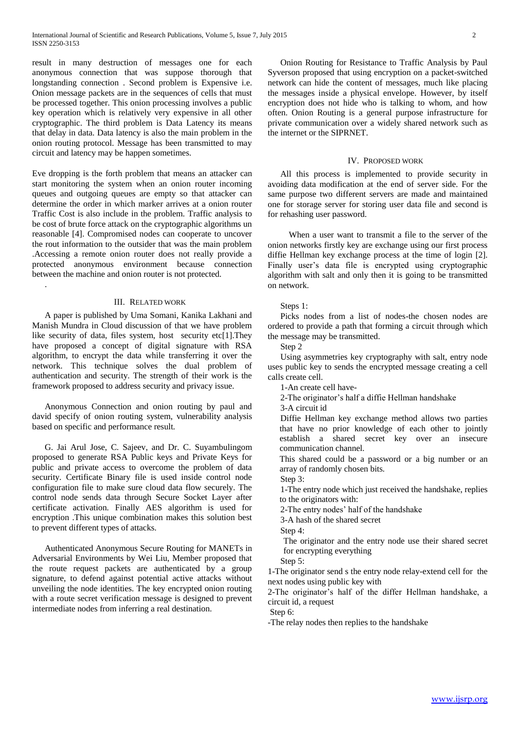result in many destruction of messages one for each anonymous connection that was suppose thorough that longstanding connection . Second problem is Expensive i.e. Onion message packets are in the sequences of cells that must be processed together. This onion processing involves a public key operation which is relatively very expensive in all other cryptographic. The third problem is Data Latency its means that delay in data. Data latency is also the main problem in the onion routing protocol. Message has been transmitted to may circuit and latency may be happen sometimes.

Eve dropping is the forth problem that means an attacker can start monitoring the system when an onion router incoming queues and outgoing queues are empty so that attacker can determine the order in which marker arrives at a onion router Traffic Cost is also include in the problem. Traffic analysis to be cost of brute force attack on the cryptographic algorithms un reasonable [4]. Compromised nodes can cooperate to uncover the rout information to the outsider that was the main problem .Accessing a remote onion router does not really provide a protected anonymous environment because connection between the machine and onion router is not protected.

.

## III. Related Work

A paper is published by Uma Somani, Kanika Lakhani and Manish Mundra in Cloud discussion of that we have problem like security of data, files system, host security etc[1].They have proposed a concept of digital signature with RSA algorithm, to encrypt the data while transferring it over the network. This technique solves the dual problem of authentication and security. The strength of their work is the framework proposed to address security and privacy issue.

Anonymous Connection and onion routing by paul and david specify of onion routing system, vulnerability analysis based on specific and performance result.

G. Jai Arul Jose, C. Sajeev, and Dr. C. Suyambulingom proposed to generate RSA Public keys and Private Keys for public and private access to overcome the problem of data security. Certificate Binary file is used inside control node configuration file to make sure cloud data flow securely. The control node sends data through Secure Socket Layer after certificate activation. Finally AES algorithm is used for encryption .This unique combination makes this solution best to prevent different types of attacks.

Authenticated Anonymous Secure Routing for MANETs in Adversarial Environments by Wei Liu, Member proposed that the route request packets are authenticated by a group signature, to defend against potential active attacks without unveiling the node identities. The key encrypted onion routing with a route secret verification message is designed to prevent intermediate nodes from inferring a real destination.

Onion Routing for Resistance to Traffic Analysis by Paul Syverson proposed that using encryption on a packet-switched network can hide the content of messages, much like placing the messages inside a physical envelope. However, by itself encryption does not hide who is talking to whom, and how often. Onion Routing is a general purpose infrastructure for private communication over a widely shared network such as the internet or the SIPRNET.

## IV. Proposed Work

All this process is implemented to provide security in avoiding data modification at the end of server side. For the same purpose two different servers are made and maintained one for storage server for storing user data file and second is for rehashing user password.

When a user want to transmit a file to the server of the onion networks firstly key are exchange using our first process diffie Hellman key exchange process at the time of login [2]. Finally user's data file is encrypted using cryptographic algorithm with salt and only then it is going to be transmitted on network.

Steps 1:

Picks nodes from a list of nodes-the chosen nodes are ordered to provide a path that forming a circuit through which the message may be transmitted.

Step 2

Using asymmetries key cryptography with salt, entry node uses public key to sends the encrypted message creating a cell calls create cell.

1-An create cell have-

2-The originator's half a diffie Hellman handshake

3-A circuit id

Diffie Hellman key exchange method allows two parties that have no prior knowledge of each other to jointly establish a shared secret key over an insecure communication channel.

This shared could be a password or a big number or an array of randomly chosen bits.

Step 3:

1-The entry node which just received the handshake, replies to the originators with:

2-The entry nodes' half of the handshake

3-A hash of the shared secret

Step 4:

The originator and the entry node use their shared secret for encrypting everything

Step 5:

1-The originator send s the entry node relay-extend cell for the next nodes using public key with

2-The originator's half of the differ Hellman handshake, a circuit id, a request

Step 6:

-The relay nodes then replies to the handshake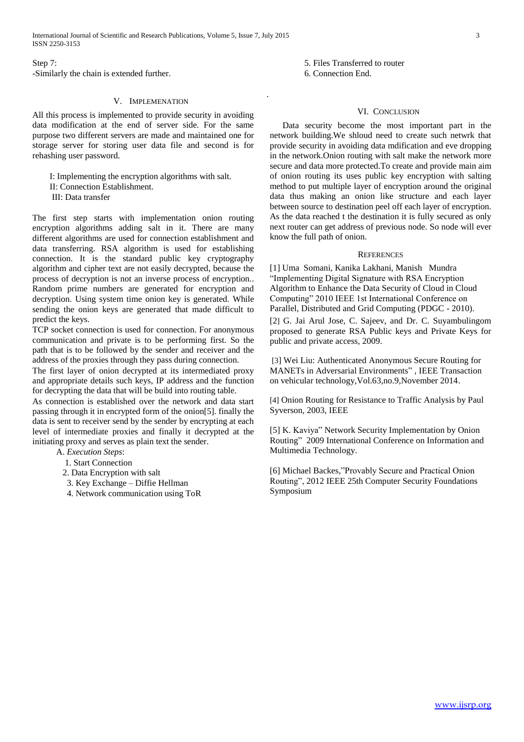Step 7:

-Similarly the chain is extended further.

## V. IMPLEMENATION

All this process is implemented to provide security in avoiding data modification at the end of server side. For the same purpose two different servers are made and maintained one for storage server for storing user data file and second is for rehashing user password.

I: Implementing the encryption algorithms with salt.
II: Connection Establishment.
III: Data transfer

The first step starts with implementation onion routing encryption algorithms adding salt in it. There are many different algorithms are used for connection establishment and data transferring. RSA algorithm is used for establishing connection. It is the standard public key cryptography algorithm and cipher text are not easily decrypted, because the process of decryption is not an inverse process of encryption.. Random prime numbers are generated for encryption and decryption. Using system time onion key is generated. While sending the onion keys are generated that made difficult to predict the keys.

TCP socket connection is used for connection. For anonymous communication and private is to be performing first. So the path that is to be followed by the sender and receiver and the address of the proxies through they pass during connection.

The first layer of onion decrypted at its intermediated proxy and appropriate details such keys, IP address and the function for decrypting the data that will be build into routing table.

As connection is established over the network and data start passing through it in encrypted form of the onion[5]. finally the data is sent to receiver send by the sender by encrypting at each level of intermediate proxies and finally it decrypted at the initiating proxy and serves as plain text the sender.

A. *Execution Steps*:

1. Start Connection
2. Data Encryption with salt
3. Key Exchange – Diffie Hellman
4. Network communication using ToR
5. Files Transferred to router
6. Connection End.

## VI. CONCLUSION

Data security become the most important part in the network building.We shloud need to create such netwrk that provide security in avoiding data mdification and eve dropping in the network.Onion routing with salt make the network more secure and data more protected.To create and provide main aim of onion routing its uses public key encryption with salting method to put multiple layer of encryption around the original data thus making an onion like structure and each layer between source to destination peel off each layer of encryption. As the data reached t the destination it is fully secured as only next router can get address of previous node. So node will ever know the full path of onion.

## REFERENCES

[1] Uma Somani, Kanika Lakhani, Manish Mundra "Implementing Digital Signature with RSA Encryption Algorithm to Enhance the Data Security of Cloud in Cloud Computing" 2010 IEEE 1st International Conference on Parallel, Distributed and Grid Computing (PDGC - 2010).

[2] G. Jai Arul Jose, C. Sajeev, and Dr. C. Suyambulingom proposed to generate RSA Public keys and Private Keys for public and private access, 2009.

[3] Wei Liu: Authenticated Anonymous Secure Routing for MANETs in Adversarial Environments" , IEEE Transaction on vehicular technology,Vol.63,no.9,November 2014.

[4] Onion Routing for Resistance to Traffic Analysis by Paul Syverson, 2003, IEEE

[5] K. Kaviya" Network Security Implementation by Onion Routing" 2009 International Conference on Information and Multimedia Technology.

[6] Michael Backes,"Provably Secure and Practical Onion Routing", 2012 IEEE 25th Computer Security Foundations Symposium